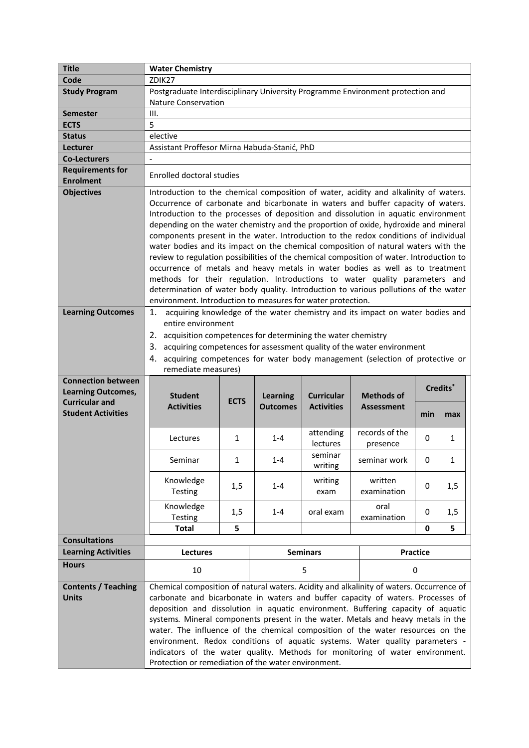| | |
|---|---|
| **Title** | **Water Chemistry** |
| **Code** | ZDIK27 |
| **Study Program** | Postgraduate Interdisciplinary University Programme Environment protection and Nature Conservation |
| **Semester** | III. |
| **ECTS** | 5 |
| **Status** | elective |
| **Lecturer** | Assistant Proffesor Mirna Habuda-Stanić, PhD |
| **Co-Lecturers** | - |
| **Requirements for Enrolment** | Enrolled doctoral studies |
| **Objectives** | Introduction to the chemical composition of water, acidity and alkalinity of waters. Occurrence of carbonate and bicarbonate in waters and buffer capacity of waters. Introduction to the processes of deposition and dissolution in aquatic environment depending on the water chemistry and the proportion of oxide, hydroxide and mineral components present in the water. Introduction to the redox conditions of individual water bodies and its impact on the chemical composition of natural waters with the review to regulation possibilities of the chemical composition of water. Introduction to occurrence of metals and heavy metals in water bodies as well as to treatment methods for their regulation. Introductions to water quality parameters and determination of water body quality. Introduction to various pollutions of the water environment. Introduction to measures for water protection. |
| **Learning Outcomes** | 1. acquiring knowledge of the water chemistry and its impact on water bodies and entire environment<br>2. acquisition competences for determining the water chemistry<br>3. acquiring competences for assessment quality of the water environment<br>4. acquiring competences for water body management (selection of protective or remediate measures) |

**Connection between Learning Outcomes, Curricular and Student Activities**

| Student Activities | ECTS | Learning Outcomes | Curricular Activities | Methods of Assessment | Credits* | |
|---|---|---|---|---|---|---|
| | | | | | min | max |
| Lectures | 1 | 1-4 | attending lectures | records of the presence | 0 | 1 |
| Seminar | 1 | 1-4 | seminar writing | seminar work | 0 | 1 |
| Knowledge Testing | 1,5 | 1-4 | writing exam | written examination | 0 | 1,5 |
| Knowledge Testing | 1,5 | 1-4 | oral exam | oral examination | 0 | 1,5 |
| **Total** | **5** | | | | **0** | **5** |

| | | | |
|---|---|---|---|
| **Consultations** | | | |
| **Learning Activities** | **Lectures** | **Seminars** | **Practice** |
| **Hours** | 10 | 5 | 0 |

| | |
|---|---|
| **Contents / Teaching Units** | Chemical composition of natural waters. Acidity and alkalinity of waters. Occurrence of carbonate and bicarbonate in waters and buffer capacity of waters. Processes of deposition and dissolution in aquatic environment. Buffering capacity of aquatic systems. Mineral components present in the water. Metals and heavy metals in the water. The influence of the chemical composition of the water resources on the environment. Redox conditions of aquatic systems. Water quality parameters - indicators of the water quality. Methods for monitoring of water environment. Protection or remediation of the water environment. |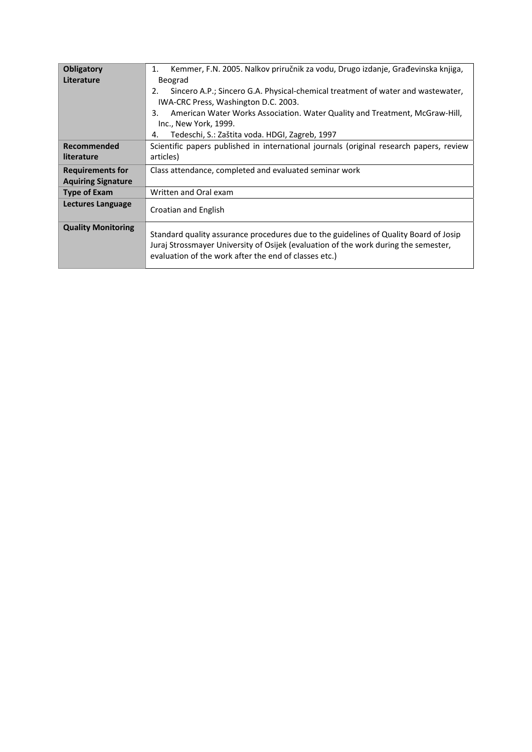| | |
|---|---|
| **Obligatory Literature** | 1. Kemmer, F.N. 2005. Nalkov priručnik za vodu, Drugo izdanje, Građevinska knjiga, Beograd<br>2. Sincero A.P.; Sincero G.A. Physical-chemical treatment of water and wastewater, IWA-CRC Press, Washington D.C. 2003.<br>3. American Water Works Association. Water Quality and Treatment, McGraw-Hill, Inc., New York, 1999.<br>4. Tedeschi, S.: Zaštita voda. HDGI, Zagreb, 1997 |
| **Recommended literature** | Scientific papers published in international journals (original research papers, review articles) |
| **Requirements for Aquiring Signature** | Class attendance, completed and evaluated seminar work |
| **Type of Exam** | Written and Oral exam |
| **Lectures Language** | Croatian and English |
| **Quality Monitoring** | Standard quality assurance procedures due to the guidelines of Quality Board of Josip Juraj Strossmayer University of Osijek (evaluation of the work during the semester, evaluation of the work after the end of classes etc.) |